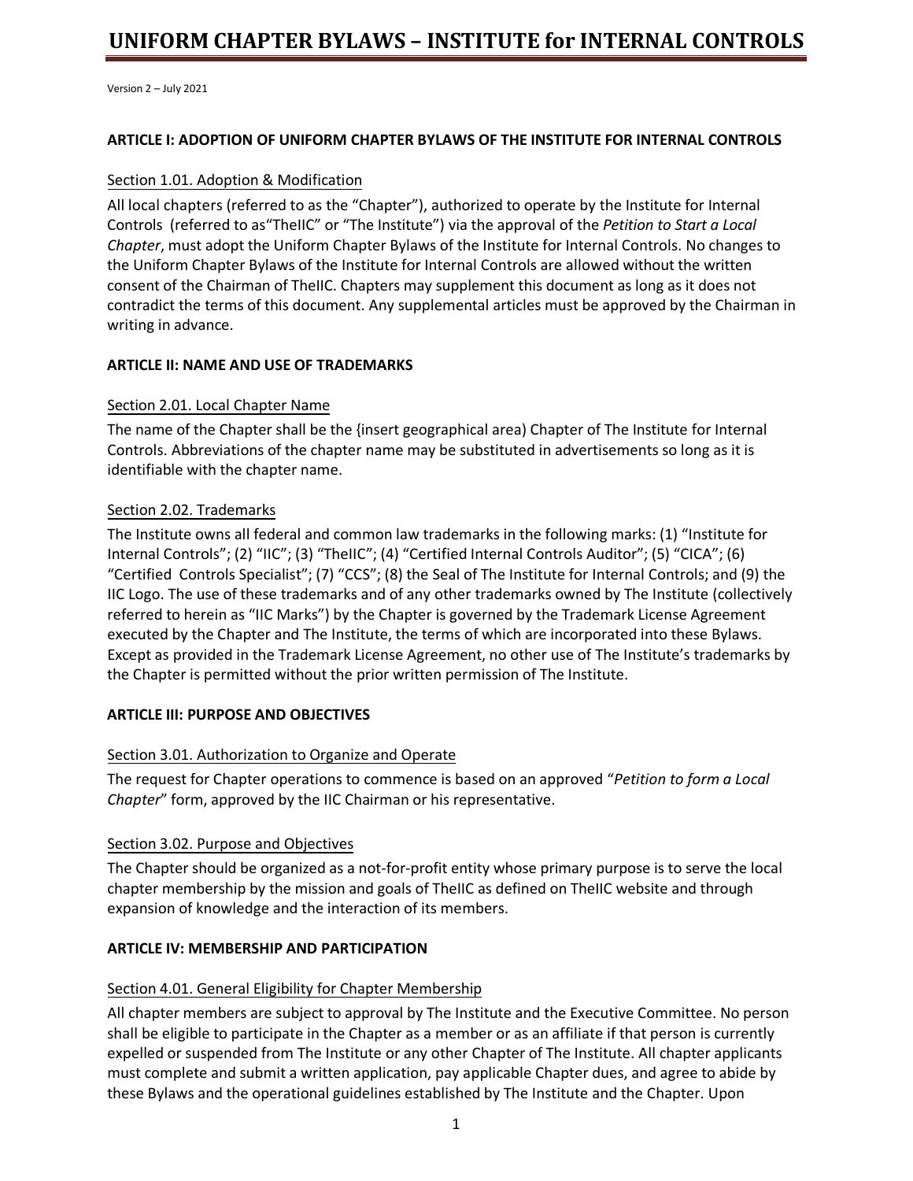# UNIFORM CHAPTER BYLAWS – INSTITUTE for INTERNAL CONTROLS

Version 2 – July 2021

## ARTICLE I: ADOPTION OF UNIFORM CHAPTER BYLAWS OF THE INSTITUTE FOR INTERNAL CONTROLS

### Section 1.01. Adoption & Modification

All local chapters (referred to as the "Chapter"), authorized to operate by the Institute for Internal Controls (referred to as"TheIIC" or "The Institute") via the approval of the *Petition to Start a Local Chapter*, must adopt the Uniform Chapter Bylaws of the Institute for Internal Controls. No changes to the Uniform Chapter Bylaws of the Institute for Internal Controls are allowed without the written consent of the Chairman of TheIIC. Chapters may supplement this document as long as it does not contradict the terms of this document. Any supplemental articles must be approved by the Chairman in writing in advance.

## ARTICLE II: NAME AND USE OF TRADEMARKS

### Section 2.01. Local Chapter Name

The name of the Chapter shall be the {insert geographical area) Chapter of The Institute for Internal Controls. Abbreviations of the chapter name may be substituted in advertisements so long as it is identifiable with the chapter name.

### Section 2.02. Trademarks

The Institute owns all federal and common law trademarks in the following marks: (1) "Institute for Internal Controls"; (2) "IIC"; (3) "TheIIC"; (4) "Certified Internal Controls Auditor"; (5) "CICA"; (6) "Certified Controls Specialist"; (7) "CCS"; (8) the Seal of The Institute for Internal Controls; and (9) the IIC Logo. The use of these trademarks and of any other trademarks owned by The Institute (collectively referred to herein as "IIC Marks") by the Chapter is governed by the Trademark License Agreement executed by the Chapter and The Institute, the terms of which are incorporated into these Bylaws. Except as provided in the Trademark License Agreement, no other use of The Institute's trademarks by the Chapter is permitted without the prior written permission of The Institute.

## ARTICLE III: PURPOSE AND OBJECTIVES

### Section 3.01. Authorization to Organize and Operate

The request for Chapter operations to commence is based on an approved "*Petition to form a Local Chapter*" form, approved by the IIC Chairman or his representative.

### Section 3.02. Purpose and Objectives

The Chapter should be organized as a not-for-profit entity whose primary purpose is to serve the local chapter membership by the mission and goals of TheIIC as defined on TheIIC website and through expansion of knowledge and the interaction of its members.

## ARTICLE IV: MEMBERSHIP AND PARTICIPATION

### Section 4.01. General Eligibility for Chapter Membership

All chapter members are subject to approval by The Institute and the Executive Committee. No person shall be eligible to participate in the Chapter as a member or as an affiliate if that person is currently expelled or suspended from The Institute or any other Chapter of The Institute. All chapter applicants must complete and submit a written application, pay applicable Chapter dues, and agree to abide by these Bylaws and the operational guidelines established by The Institute and the Chapter. Upon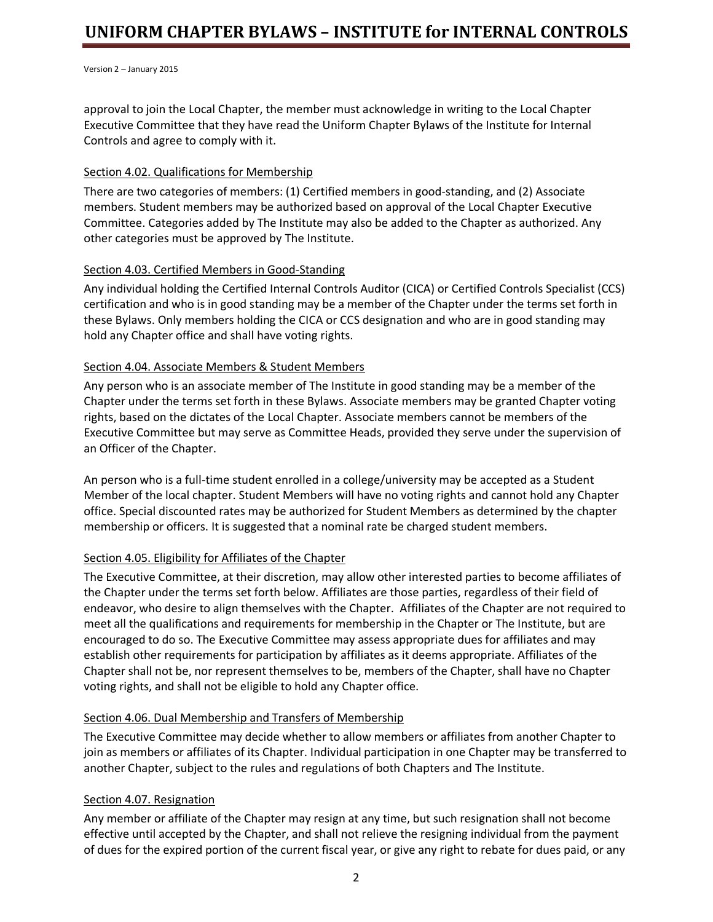approval to join the Local Chapter, the member must acknowledge in writing to the Local Chapter Executive Committee that they have read the Uniform Chapter Bylaws of the Institute for Internal Controls and agree to comply with it.

### Section 4.02. Qualifications for Membership

There are two categories of members: (1) Certified members in good-standing, and (2) Associate members. Student members may be authorized based on approval of the Local Chapter Executive Committee. Categories added by The Institute may also be added to the Chapter as authorized. Any other categories must be approved by The Institute.

### Section 4.03. Certified Members in Good-Standing

Any individual holding the Certified Internal Controls Auditor (CICA) or Certified Controls Specialist (CCS) certification and who is in good standing may be a member of the Chapter under the terms set forth in these Bylaws. Only members holding the CICA or CCS designation and who are in good standing may hold any Chapter office and shall have voting rights.

### Section 4.04. Associate Members & Student Members

Any person who is an associate member of The Institute in good standing may be a member of the Chapter under the terms set forth in these Bylaws. Associate members may be granted Chapter voting rights, based on the dictates of the Local Chapter. Associate members cannot be members of the Executive Committee but may serve as Committee Heads, provided they serve under the supervision of an Officer of the Chapter.

An person who is a full-time student enrolled in a college/university may be accepted as a Student Member of the local chapter. Student Members will have no voting rights and cannot hold any Chapter office. Special discounted rates may be authorized for Student Members as determined by the chapter membership or officers. It is suggested that a nominal rate be charged student members.

### Section 4.05. Eligibility for Affiliates of the Chapter

The Executive Committee, at their discretion, may allow other interested parties to become affiliates of the Chapter under the terms set forth below. Affiliates are those parties, regardless of their field of endeavor, who desire to align themselves with the Chapter. Affiliates of the Chapter are not required to meet all the qualifications and requirements for membership in the Chapter or The Institute, but are encouraged to do so. The Executive Committee may assess appropriate dues for affiliates and may establish other requirements for participation by affiliates as it deems appropriate. Affiliates of the Chapter shall not be, nor represent themselves to be, members of the Chapter, shall have no Chapter voting rights, and shall not be eligible to hold any Chapter office.

### Section 4.06. Dual Membership and Transfers of Membership

The Executive Committee may decide whether to allow members or affiliates from another Chapter to join as members or affiliates of its Chapter. Individual participation in one Chapter may be transferred to another Chapter, subject to the rules and regulations of both Chapters and The Institute.

### Section 4.07. Resignation

Any member or affiliate of the Chapter may resign at any time, but such resignation shall not become effective until accepted by the Chapter, and shall not relieve the resigning individual from the payment of dues for the expired portion of the current fiscal year, or give any right to rebate for dues paid, or any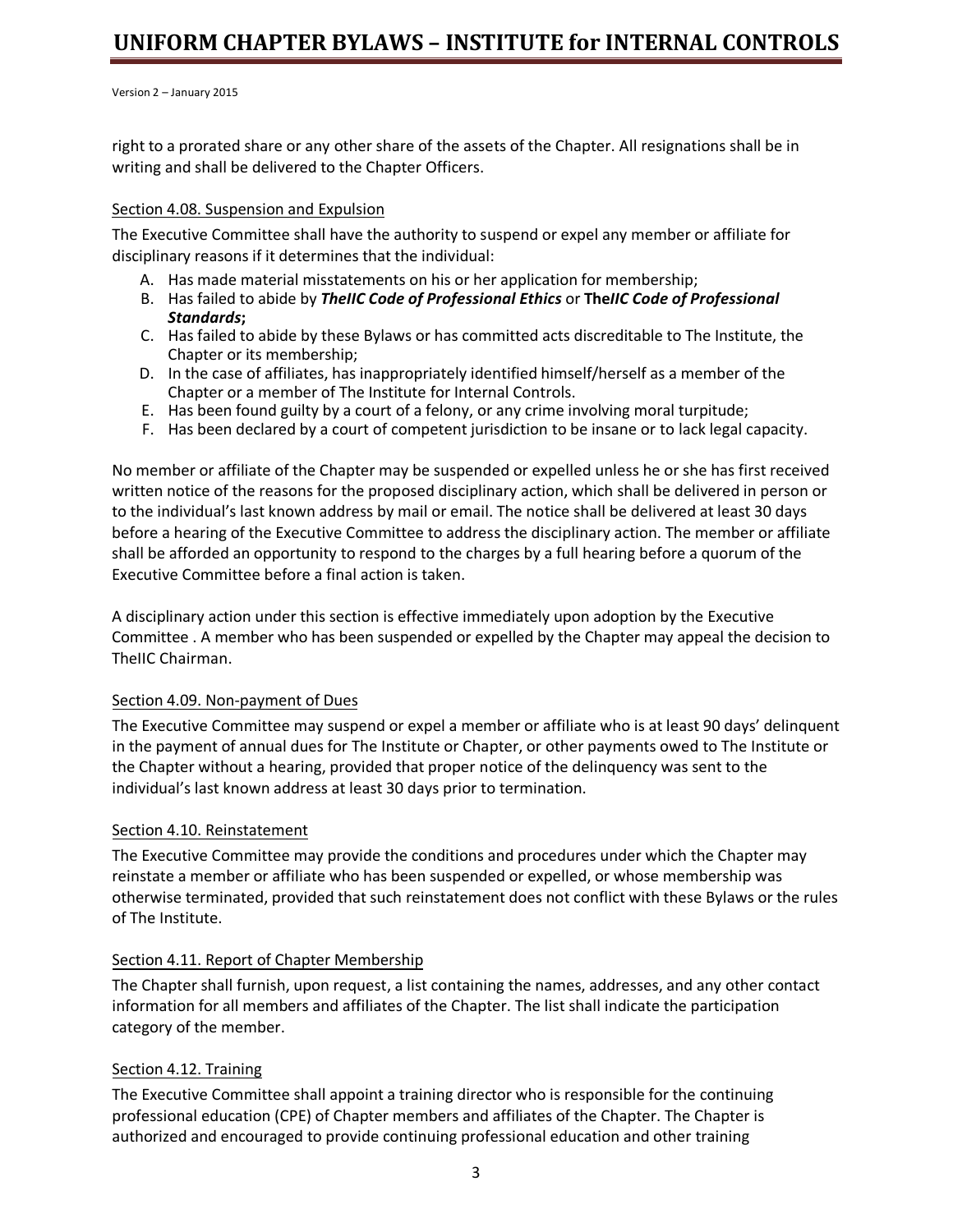right to a prorated share or any other share of the assets of the Chapter. All resignations shall be in writing and shall be delivered to the Chapter Officers.

Section 4.08. Suspension and Expulsion

The Executive Committee shall have the authority to suspend or expel any member or affiliate for disciplinary reasons if it determines that the individual:

A. Has made material misstatements on his or her application for membership;
B. Has failed to abide by ***TheIIC Code of Professional Ethics*** or **The*IIC Code of Professional Standards*;**
C. Has failed to abide by these Bylaws or has committed acts discreditable to The Institute, the Chapter or its membership;
D. In the case of affiliates, has inappropriately identified himself/herself as a member of the Chapter or a member of The Institute for Internal Controls.
E. Has been found guilty by a court of a felony, or any crime involving moral turpitude;
F. Has been declared by a court of competent jurisdiction to be insane or to lack legal capacity.

No member or affiliate of the Chapter may be suspended or expelled unless he or she has first received written notice of the reasons for the proposed disciplinary action, which shall be delivered in person or to the individual's last known address by mail or email. The notice shall be delivered at least 30 days before a hearing of the Executive Committee to address the disciplinary action. The member or affiliate shall be afforded an opportunity to respond to the charges by a full hearing before a quorum of the Executive Committee before a final action is taken.

A disciplinary action under this section is effective immediately upon adoption by the Executive Committee . A member who has been suspended or expelled by the Chapter may appeal the decision to TheIIC Chairman.

Section 4.09. Non-payment of Dues

The Executive Committee may suspend or expel a member or affiliate who is at least 90 days' delinquent in the payment of annual dues for The Institute or Chapter, or other payments owed to The Institute or the Chapter without a hearing, provided that proper notice of the delinquency was sent to the individual's last known address at least 30 days prior to termination.

Section 4.10. Reinstatement

The Executive Committee may provide the conditions and procedures under which the Chapter may reinstate a member or affiliate who has been suspended or expelled, or whose membership was otherwise terminated, provided that such reinstatement does not conflict with these Bylaws or the rules of The Institute.

Section 4.11. Report of Chapter Membership

The Chapter shall furnish, upon request, a list containing the names, addresses, and any other contact information for all members and affiliates of the Chapter. The list shall indicate the participation category of the member.

Section 4.12. Training

The Executive Committee shall appoint a training director who is responsible for the continuing professional education (CPE) of Chapter members and affiliates of the Chapter. The Chapter is authorized and encouraged to provide continuing professional education and other training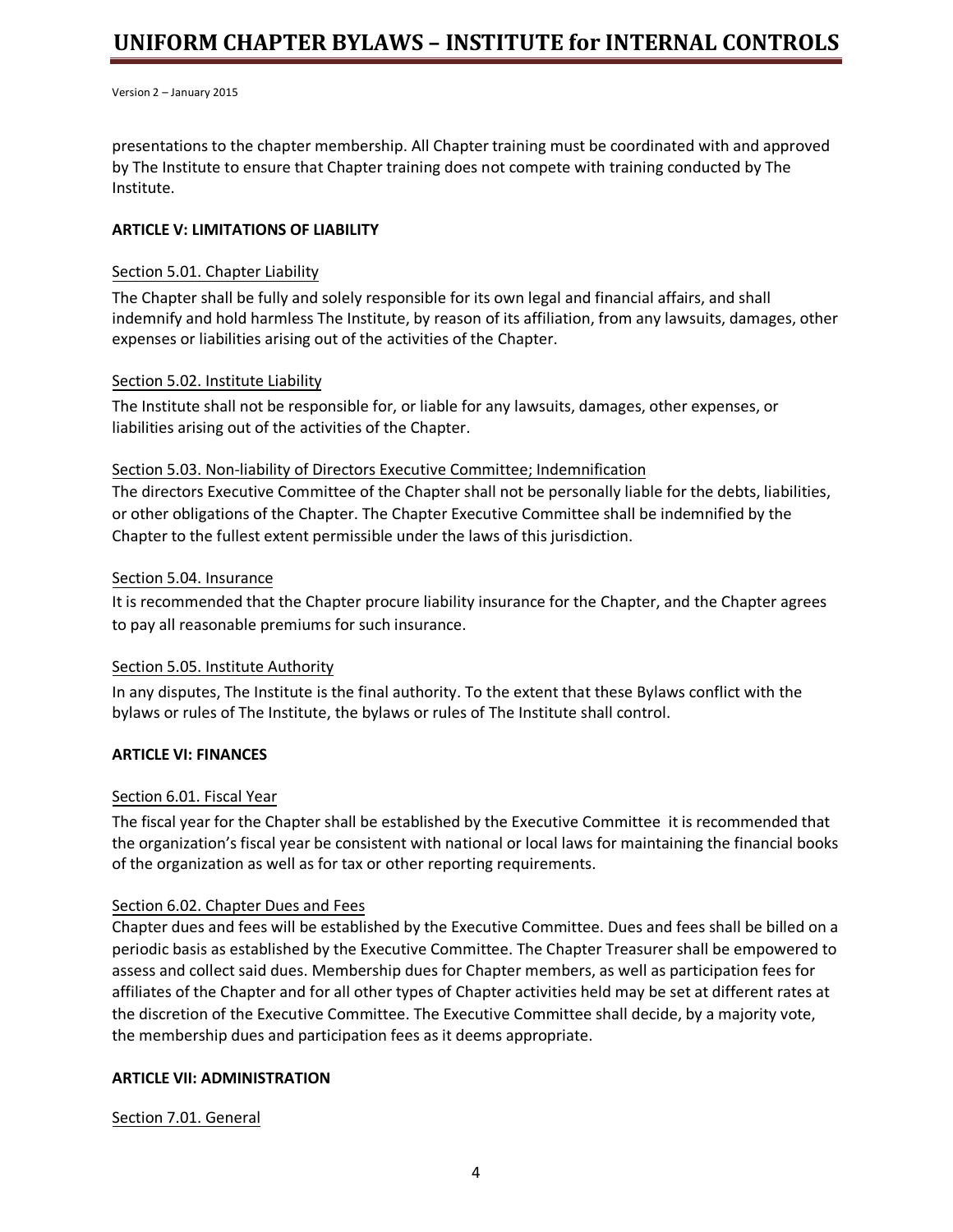presentations to the chapter membership. All Chapter training must be coordinated with and approved by The Institute to ensure that Chapter training does not compete with training conducted by The Institute.

**ARTICLE V: LIMITATIONS OF LIABILITY**

Section 5.01. Chapter Liability

The Chapter shall be fully and solely responsible for its own legal and financial affairs, and shall indemnify and hold harmless The Institute, by reason of its affiliation, from any lawsuits, damages, other expenses or liabilities arising out of the activities of the Chapter.

Section 5.02. Institute Liability

The Institute shall not be responsible for, or liable for any lawsuits, damages, other expenses, or liabilities arising out of the activities of the Chapter.

Section 5.03. Non-liability of Directors Executive Committee; Indemnification

The directors Executive Committee of the Chapter shall not be personally liable for the debts, liabilities, or other obligations of the Chapter. The Chapter Executive Committee shall be indemnified by the Chapter to the fullest extent permissible under the laws of this jurisdiction.

Section 5.04. Insurance

It is recommended that the Chapter procure liability insurance for the Chapter, and the Chapter agrees to pay all reasonable premiums for such insurance.

Section 5.05. Institute Authority

In any disputes, The Institute is the final authority. To the extent that these Bylaws conflict with the bylaws or rules of The Institute, the bylaws or rules of The Institute shall control.

**ARTICLE VI: FINANCES**

Section 6.01. Fiscal Year

The fiscal year for the Chapter shall be established by the Executive Committee it is recommended that the organization's fiscal year be consistent with national or local laws for maintaining the financial books of the organization as well as for tax or other reporting requirements.

Section 6.02. Chapter Dues and Fees

Chapter dues and fees will be established by the Executive Committee. Dues and fees shall be billed on a periodic basis as established by the Executive Committee. The Chapter Treasurer shall be empowered to assess and collect said dues. Membership dues for Chapter members, as well as participation fees for affiliates of the Chapter and for all other types of Chapter activities held may be set at different rates at the discretion of the Executive Committee. The Executive Committee shall decide, by a majority vote, the membership dues and participation fees as it deems appropriate.

**ARTICLE VII: ADMINISTRATION**

Section 7.01. General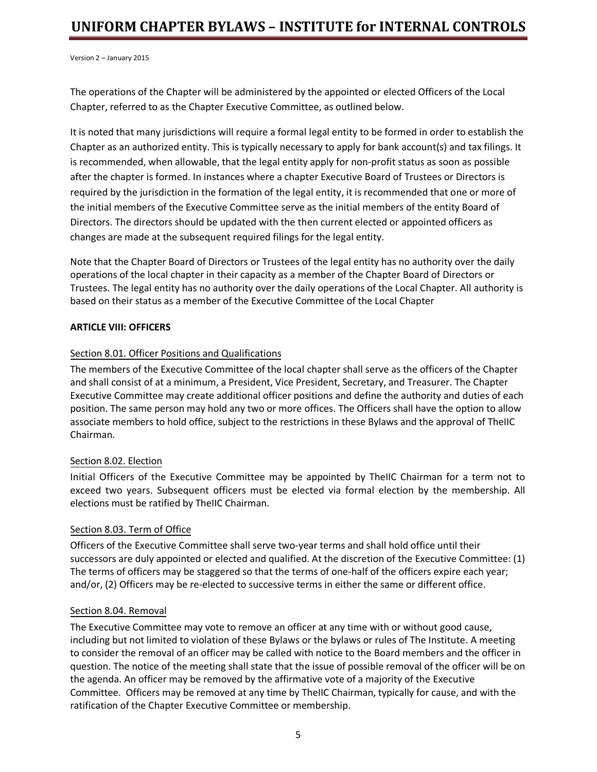The operations of the Chapter will be administered by the appointed or elected Officers of the Local Chapter, referred to as the Chapter Executive Committee, as outlined below.

It is noted that many jurisdictions will require a formal legal entity to be formed in order to establish the Chapter as an authorized entity. This is typically necessary to apply for bank account(s) and tax filings. It is recommended, when allowable, that the legal entity apply for non-profit status as soon as possible after the chapter is formed. In instances where a chapter Executive Board of Trustees or Directors is required by the jurisdiction in the formation of the legal entity, it is recommended that one or more of the initial members of the Executive Committee serve as the initial members of the entity Board of Directors. The directors should be updated with the then current elected or appointed officers as changes are made at the subsequent required filings for the legal entity.

Note that the Chapter Board of Directors or Trustees of the legal entity has no authority over the daily operations of the local chapter in their capacity as a member of the Chapter Board of Directors or Trustees. The legal entity has no authority over the daily operations of the Local Chapter. All authority is based on their status as a member of the Executive Committee of the Local Chapter

**ARTICLE VIII: OFFICERS**

Section 8.01. Officer Positions and Qualifications

The members of the Executive Committee of the local chapter shall serve as the officers of the Chapter and shall consist of at a minimum, a President, Vice President, Secretary, and Treasurer. The Chapter Executive Committee may create additional officer positions and define the authority and duties of each position. The same person may hold any two or more offices. The Officers shall have the option to allow associate members to hold office, subject to the restrictions in these Bylaws and the approval of TheIIC Chairman.

Section 8.02. Election

Initial Officers of the Executive Committee may be appointed by TheIIC Chairman for a term not to exceed two years. Subsequent officers must be elected via formal election by the membership. All elections must be ratified by TheIIC Chairman.

Section 8.03. Term of Office

Officers of the Executive Committee shall serve two-year terms and shall hold office until their successors are duly appointed or elected and qualified. At the discretion of the Executive Committee: (1) The terms of officers may be staggered so that the terms of one-half of the officers expire each year; and/or, (2) Officers may be re-elected to successive terms in either the same or different office.

Section 8.04. Removal

The Executive Committee may vote to remove an officer at any time with or without good cause, including but not limited to violation of these Bylaws or the bylaws or rules of The Institute. A meeting to consider the removal of an officer may be called with notice to the Board members and the officer in question. The notice of the meeting shall state that the issue of possible removal of the officer will be on the agenda. An officer may be removed by the affirmative vote of a majority of the Executive Committee. Officers may be removed at any time by TheIIC Chairman, typically for cause, and with the ratification of the Chapter Executive Committee or membership.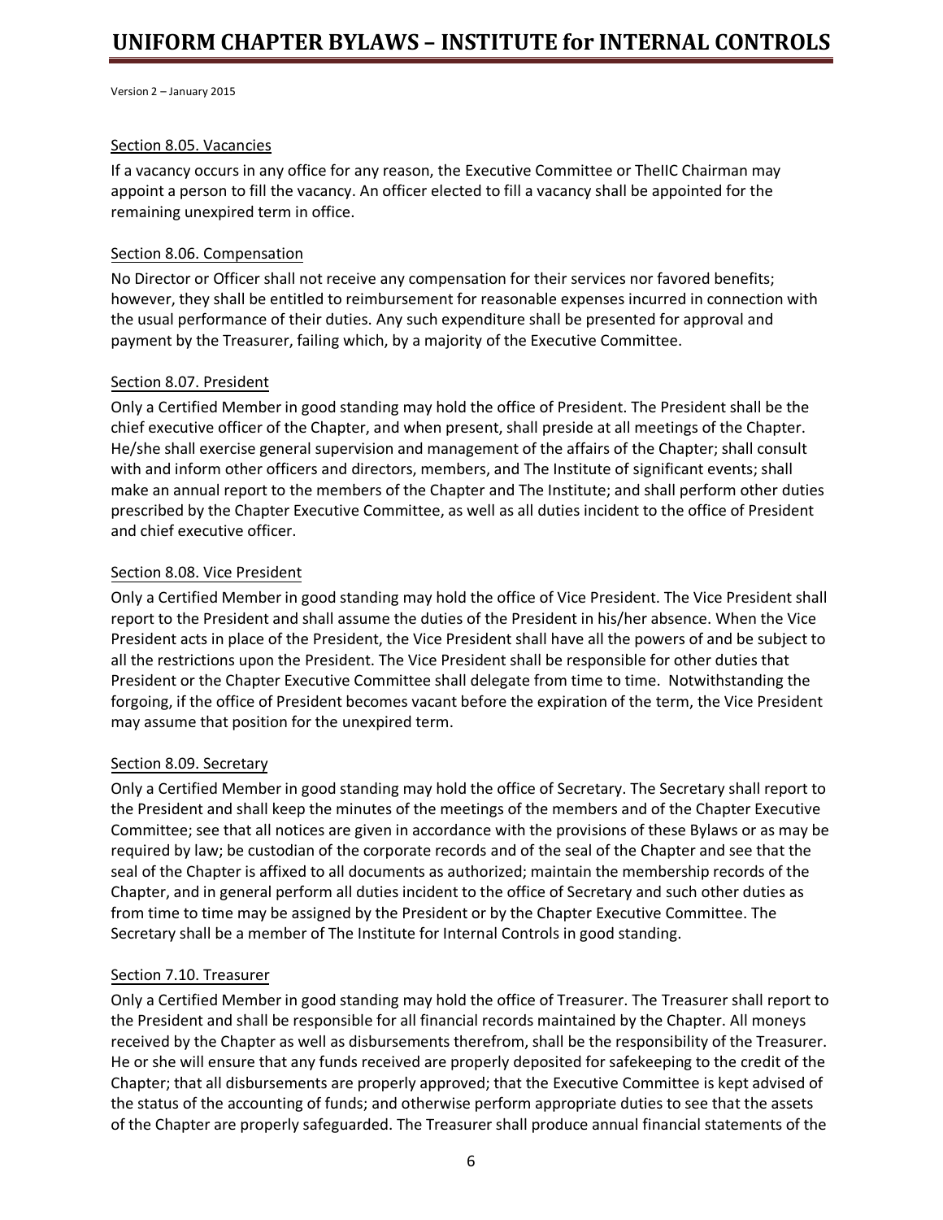#### Section 8.05. Vacancies

If a vacancy occurs in any office for any reason, the Executive Committee or TheIIC Chairman may appoint a person to fill the vacancy. An officer elected to fill a vacancy shall be appointed for the remaining unexpired term in office.

#### Section 8.06. Compensation

No Director or Officer shall not receive any compensation for their services nor favored benefits; however, they shall be entitled to reimbursement for reasonable expenses incurred in connection with the usual performance of their duties. Any such expenditure shall be presented for approval and payment by the Treasurer, failing which, by a majority of the Executive Committee.

#### Section 8.07. President

Only a Certified Member in good standing may hold the office of President. The President shall be the chief executive officer of the Chapter, and when present, shall preside at all meetings of the Chapter. He/she shall exercise general supervision and management of the affairs of the Chapter; shall consult with and inform other officers and directors, members, and The Institute of significant events; shall make an annual report to the members of the Chapter and The Institute; and shall perform other duties prescribed by the Chapter Executive Committee, as well as all duties incident to the office of President and chief executive officer.

#### Section 8.08. Vice President

Only a Certified Member in good standing may hold the office of Vice President. The Vice President shall report to the President and shall assume the duties of the President in his/her absence. When the Vice President acts in place of the President, the Vice President shall have all the powers of and be subject to all the restrictions upon the President. The Vice President shall be responsible for other duties that President or the Chapter Executive Committee shall delegate from time to time. Notwithstanding the forgoing, if the office of President becomes vacant before the expiration of the term, the Vice President may assume that position for the unexpired term.

#### Section 8.09. Secretary

Only a Certified Member in good standing may hold the office of Secretary. The Secretary shall report to the President and shall keep the minutes of the meetings of the members and of the Chapter Executive Committee; see that all notices are given in accordance with the provisions of these Bylaws or as may be required by law; be custodian of the corporate records and of the seal of the Chapter and see that the seal of the Chapter is affixed to all documents as authorized; maintain the membership records of the Chapter, and in general perform all duties incident to the office of Secretary and such other duties as from time to time may be assigned by the President or by the Chapter Executive Committee. The Secretary shall be a member of The Institute for Internal Controls in good standing.

#### Section 7.10. Treasurer

Only a Certified Member in good standing may hold the office of Treasurer. The Treasurer shall report to the President and shall be responsible for all financial records maintained by the Chapter. All moneys received by the Chapter as well as disbursements therefrom, shall be the responsibility of the Treasurer. He or she will ensure that any funds received are properly deposited for safekeeping to the credit of the Chapter; that all disbursements are properly approved; that the Executive Committee is kept advised of the status of the accounting of funds; and otherwise perform appropriate duties to see that the assets of the Chapter are properly safeguarded. The Treasurer shall produce annual financial statements of the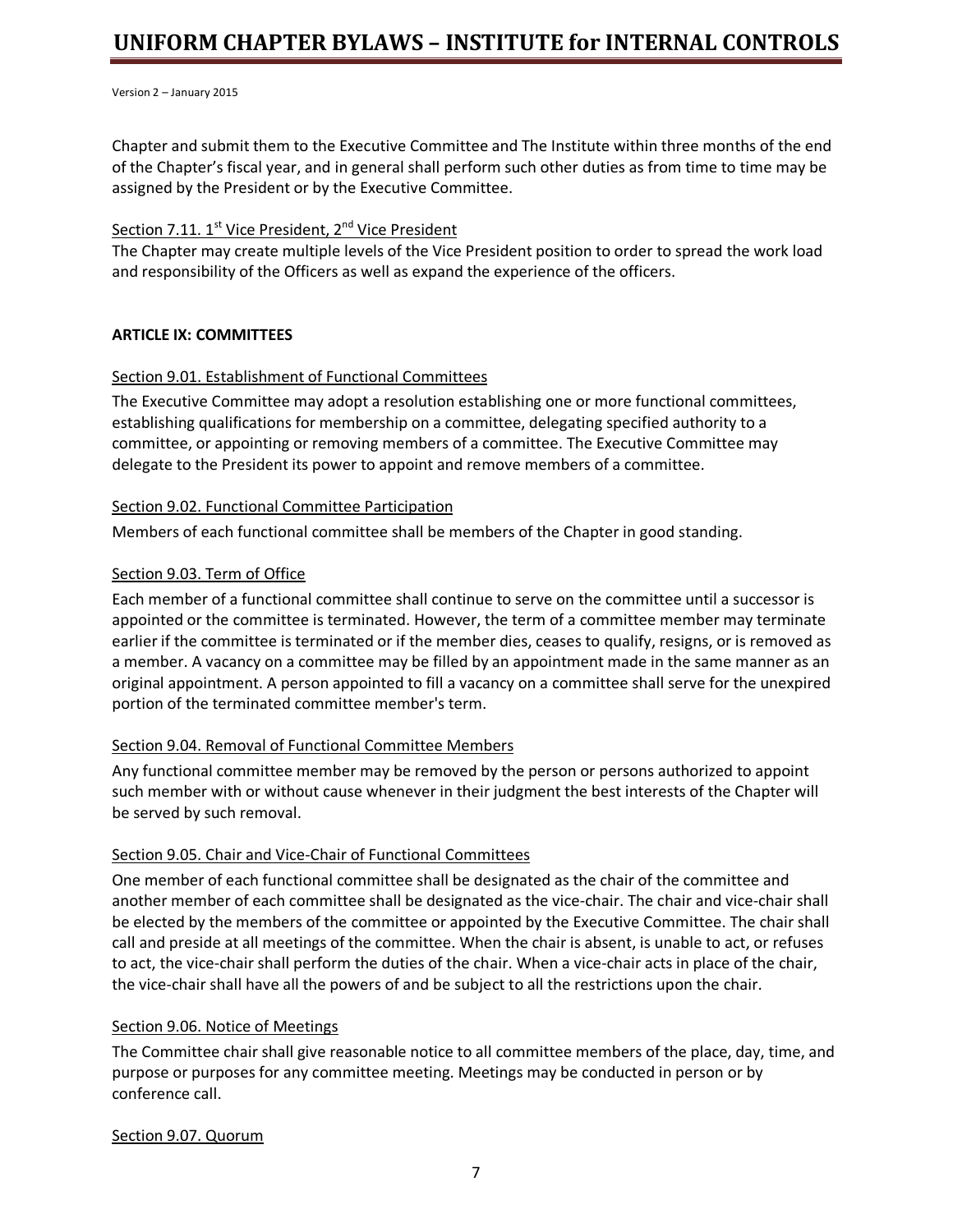Chapter and submit them to the Executive Committee and The Institute within three months of the end of the Chapter's fiscal year, and in general shall perform such other duties as from time to time may be assigned by the President or by the Executive Committee.

Section 7.11. 1st Vice President, 2nd Vice President

The Chapter may create multiple levels of the Vice President position to order to spread the work load and responsibility of the Officers as well as expand the experience of the officers.

**ARTICLE IX: COMMITTEES**

Section 9.01. Establishment of Functional Committees

The Executive Committee may adopt a resolution establishing one or more functional committees, establishing qualifications for membership on a committee, delegating specified authority to a committee, or appointing or removing members of a committee. The Executive Committee may delegate to the President its power to appoint and remove members of a committee.

Section 9.02. Functional Committee Participation

Members of each functional committee shall be members of the Chapter in good standing.

Section 9.03. Term of Office

Each member of a functional committee shall continue to serve on the committee until a successor is appointed or the committee is terminated. However, the term of a committee member may terminate earlier if the committee is terminated or if the member dies, ceases to qualify, resigns, or is removed as a member. A vacancy on a committee may be filled by an appointment made in the same manner as an original appointment. A person appointed to fill a vacancy on a committee shall serve for the unexpired portion of the terminated committee member's term.

Section 9.04. Removal of Functional Committee Members

Any functional committee member may be removed by the person or persons authorized to appoint such member with or without cause whenever in their judgment the best interests of the Chapter will be served by such removal.

Section 9.05. Chair and Vice-Chair of Functional Committees

One member of each functional committee shall be designated as the chair of the committee and another member of each committee shall be designated as the vice-chair. The chair and vice-chair shall be elected by the members of the committee or appointed by the Executive Committee. The chair shall call and preside at all meetings of the committee. When the chair is absent, is unable to act, or refuses to act, the vice-chair shall perform the duties of the chair. When a vice-chair acts in place of the chair, the vice-chair shall have all the powers of and be subject to all the restrictions upon the chair.

Section 9.06. Notice of Meetings

The Committee chair shall give reasonable notice to all committee members of the place, day, time, and purpose or purposes for any committee meeting. Meetings may be conducted in person or by conference call.

Section 9.07. Quorum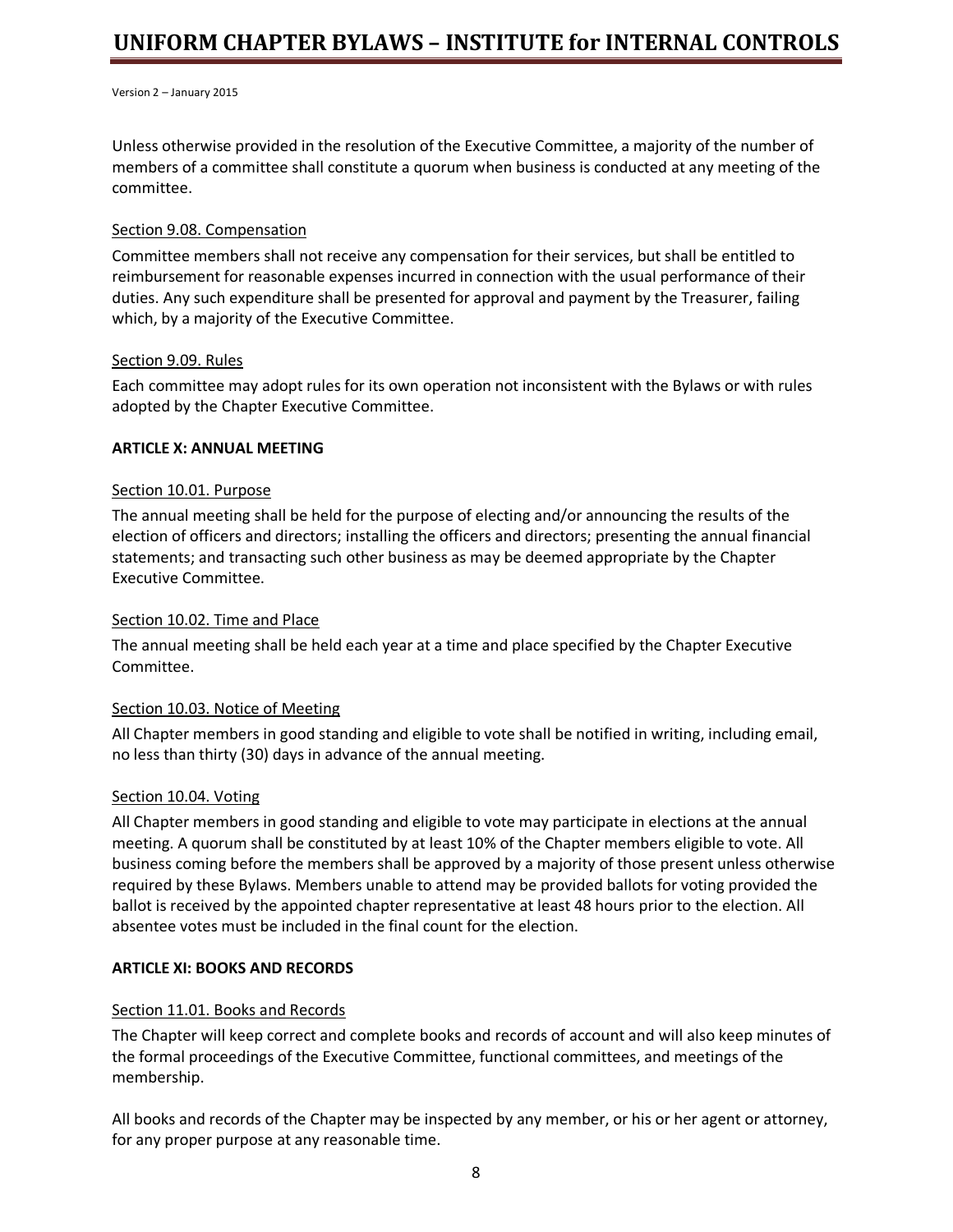Unless otherwise provided in the resolution of the Executive Committee, a majority of the number of members of a committee shall constitute a quorum when business is conducted at any meeting of the committee.

Section 9.08. Compensation

Committee members shall not receive any compensation for their services, but shall be entitled to reimbursement for reasonable expenses incurred in connection with the usual performance of their duties. Any such expenditure shall be presented for approval and payment by the Treasurer, failing which, by a majority of the Executive Committee.

Section 9.09. Rules

Each committee may adopt rules for its own operation not inconsistent with the Bylaws or with rules adopted by the Chapter Executive Committee.

**ARTICLE X: ANNUAL MEETING**

Section 10.01. Purpose

The annual meeting shall be held for the purpose of electing and/or announcing the results of the election of officers and directors; installing the officers and directors; presenting the annual financial statements; and transacting such other business as may be deemed appropriate by the Chapter Executive Committee.

Section 10.02. Time and Place

The annual meeting shall be held each year at a time and place specified by the Chapter Executive Committee.

Section 10.03. Notice of Meeting

All Chapter members in good standing and eligible to vote shall be notified in writing, including email, no less than thirty (30) days in advance of the annual meeting.

Section 10.04. Voting

All Chapter members in good standing and eligible to vote may participate in elections at the annual meeting. A quorum shall be constituted by at least 10% of the Chapter members eligible to vote. All business coming before the members shall be approved by a majority of those present unless otherwise required by these Bylaws. Members unable to attend may be provided ballots for voting provided the ballot is received by the appointed chapter representative at least 48 hours prior to the election. All absentee votes must be included in the final count for the election.

**ARTICLE XI: BOOKS AND RECORDS**

Section 11.01. Books and Records

The Chapter will keep correct and complete books and records of account and will also keep minutes of the formal proceedings of the Executive Committee, functional committees, and meetings of the membership.

All books and records of the Chapter may be inspected by any member, or his or her agent or attorney, for any proper purpose at any reasonable time.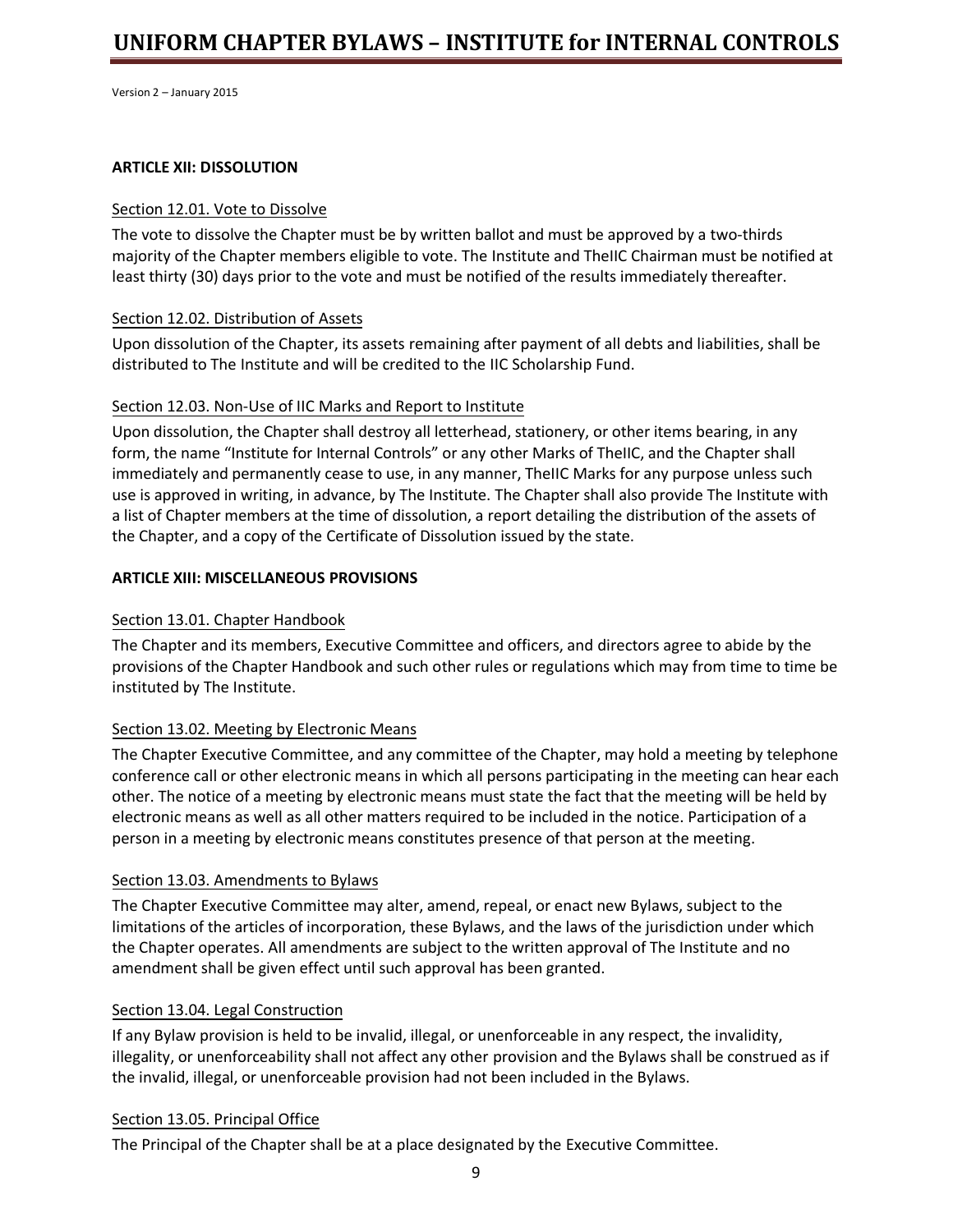### ARTICLE XII: DISSOLUTION

Section 12.01. Vote to Dissolve

The vote to dissolve the Chapter must be by written ballot and must be approved by a two-thirds majority of the Chapter members eligible to vote. The Institute and TheIIC Chairman must be notified at least thirty (30) days prior to the vote and must be notified of the results immediately thereafter.

Section 12.02. Distribution of Assets

Upon dissolution of the Chapter, its assets remaining after payment of all debts and liabilities, shall be distributed to The Institute and will be credited to the IIC Scholarship Fund.

Section 12.03. Non-Use of IIC Marks and Report to Institute

Upon dissolution, the Chapter shall destroy all letterhead, stationery, or other items bearing, in any form, the name "Institute for Internal Controls" or any other Marks of TheIIC, and the Chapter shall immediately and permanently cease to use, in any manner, TheIIC Marks for any purpose unless such use is approved in writing, in advance, by The Institute. The Chapter shall also provide The Institute with a list of Chapter members at the time of dissolution, a report detailing the distribution of the assets of the Chapter, and a copy of the Certificate of Dissolution issued by the state.

### ARTICLE XIII: MISCELLANEOUS PROVISIONS

Section 13.01. Chapter Handbook

The Chapter and its members, Executive Committee and officers, and directors agree to abide by the provisions of the Chapter Handbook and such other rules or regulations which may from time to time be instituted by The Institute.

Section 13.02. Meeting by Electronic Means

The Chapter Executive Committee, and any committee of the Chapter, may hold a meeting by telephone conference call or other electronic means in which all persons participating in the meeting can hear each other. The notice of a meeting by electronic means must state the fact that the meeting will be held by electronic means as well as all other matters required to be included in the notice. Participation of a person in a meeting by electronic means constitutes presence of that person at the meeting.

Section 13.03. Amendments to Bylaws

The Chapter Executive Committee may alter, amend, repeal, or enact new Bylaws, subject to the limitations of the articles of incorporation, these Bylaws, and the laws of the jurisdiction under which the Chapter operates. All amendments are subject to the written approval of The Institute and no amendment shall be given effect until such approval has been granted.

Section 13.04. Legal Construction

If any Bylaw provision is held to be invalid, illegal, or unenforceable in any respect, the invalidity, illegality, or unenforceability shall not affect any other provision and the Bylaws shall be construed as if the invalid, illegal, or unenforceable provision had not been included in the Bylaws.

Section 13.05. Principal Office

The Principal of the Chapter shall be at a place designated by the Executive Committee.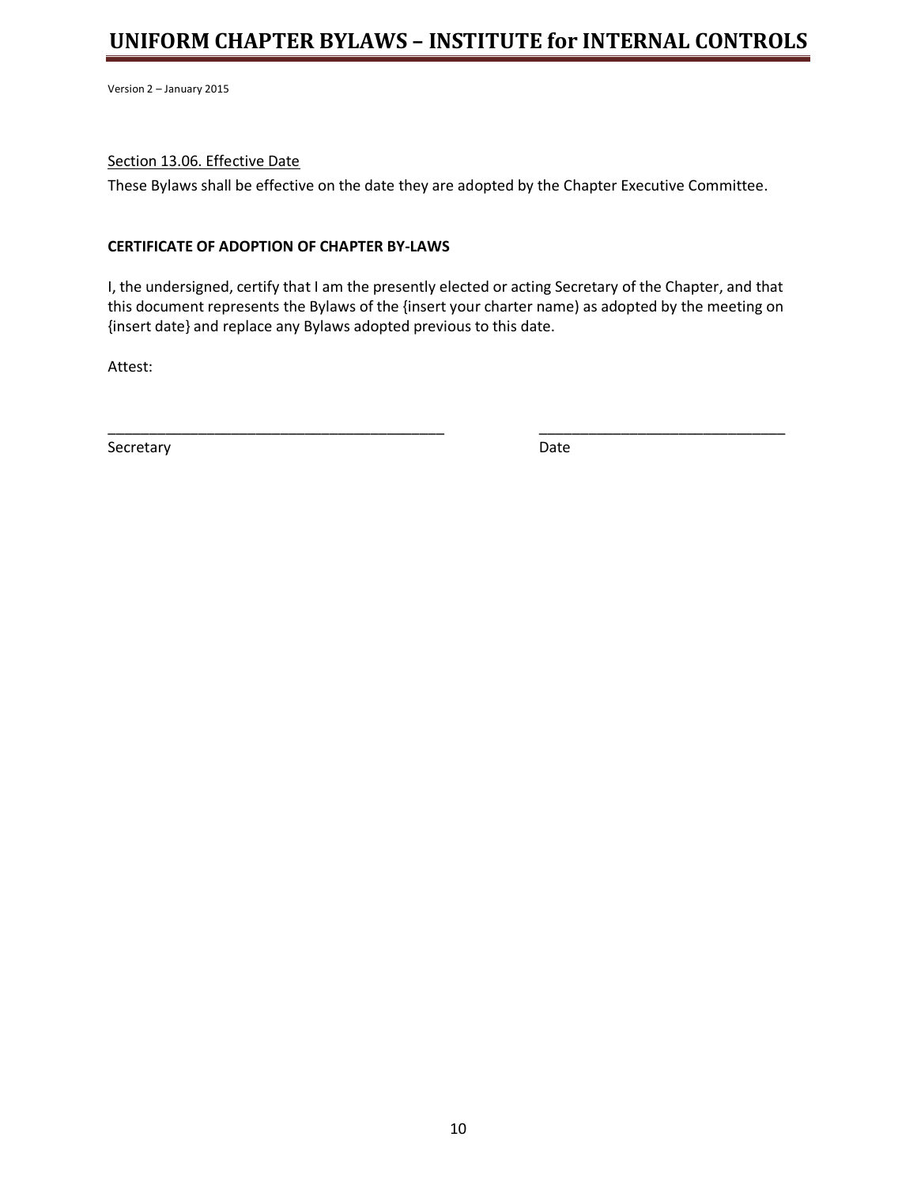Section 13.06. Effective Date

These Bylaws shall be effective on the date they are adopted by the Chapter Executive Committee.

**CERTIFICATE OF ADOPTION OF CHAPTER BY-LAWS**

I, the undersigned, certify that I am the presently elected or acting Secretary of the Chapter, and that this document represents the Bylaws of the {insert your charter name) as adopted by the meeting on {insert date} and replace any Bylaws adopted previous to this date.

Attest:

| | |
|---|---|
| ___________________________________________ | _______________________________ |
| Secretary | Date |